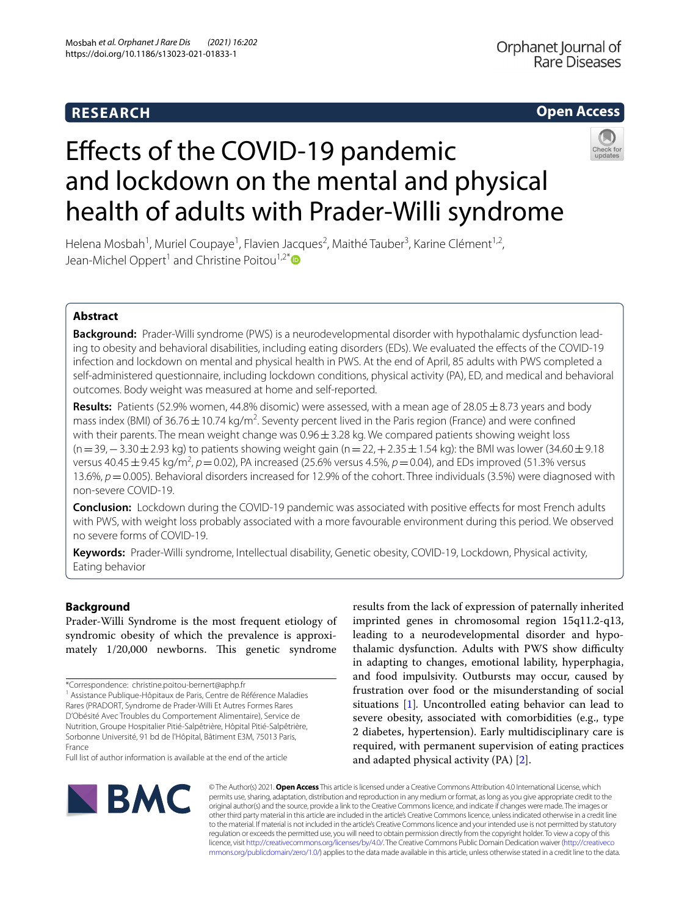RESEARCH

Open Access

# Effects of the COVID-19 pandemic and lockdown on the mental and physical health of adults with Prader-Willi syndrome

Helena Mosbah[1], Muriel Coupaye[1], Flavien Jacques[2], Maithé Tauber[3], Karine Clément[1,2], Jean-Michel Oppert[1] and Christine Poitou[1,2*]

## Abstract

**Background:** Prader-Willi syndrome (PWS) is a neurodevelopmental disorder with hypothalamic dysfunction leading to obesity and behavioral disabilities, including eating disorders (EDs). We evaluated the effects of the COVID-19 infection and lockdown on mental and physical health in PWS. At the end of April, 85 adults with PWS completed a self-administered questionnaire, including lockdown conditions, physical activity (PA), ED, and medical and behavioral outcomes. Body weight was measured at home and self-reported.

**Results:** Patients (52.9% women, 44.8% disomic) were assessed, with a mean age of 28.05 ± 8.73 years and body mass index (BMI) of 36.76 ± 10.74 kg/m$^2$. Seventy percent lived in the Paris region (France) and were confined with their parents. The mean weight change was 0.96 ± 3.28 kg. We compared patients showing weight loss (n = 39, −3.30 ± 2.93 kg) to patients showing weight gain (n = 22, + 2.35 ± 1.54 kg): the BMI was lower (34.60 ± 9.18 versus 40.45 ± 9.45 kg/m$^2$, $p = 0.02$), PA increased (25.6% versus 4.5%, $p = 0.04$), and EDs improved (51.3% versus 13.6%, $p = 0.005$). Behavioral disorders increased for 12.9% of the cohort. Three individuals (3.5%) were diagnosed with non-severe COVID-19.

**Conclusion:** Lockdown during the COVID-19 pandemic was associated with positive effects for most French adults with PWS, with weight loss probably associated with a more favourable environment during this period. We observed no severe forms of COVID-19.

**Keywords:** Prader-Willi syndrome, Intellectual disability, Genetic obesity, COVID-19, Lockdown, Physical activity, Eating behavior

## Background

Prader-Willi Syndrome is the most frequent etiology of syndromic obesity of which the prevalence is approximately 1/20,000 newborns. This genetic syndrome results from the lack of expression of paternally inherited imprinted genes in chromosomal region 15q11.2-q13, leading to a neurodevelopmental disorder and hypothalamic dysfunction. Adults with PWS show difficulty in adapting to changes, emotional lability, hyperphagia, and food impulsivity. Outbursts may occur, caused by frustration over food or the misunderstanding of social situations [1]. Uncontrolled eating behavior can lead to severe obesity, associated with comorbidities (e.g., type 2 diabetes, hypertension). Early multidisciplinary care is required, with permanent supervision of eating practices and adapted physical activity (PA) [2].

*Correspondence: christine.poitou-bernert@aphp.fr
[1] Assistance Publique-Hôpitaux de Paris, Centre de Référence Maladies Rares (PRADORT, Syndrome de Prader-Willi Et Autres Formes Rares D'Obésité Avec Troubles du Comportement Alimentaire), Service de Nutrition, Groupe Hospitalier Pitié-Salpêtrière, Hôpital Pitié-Salpêtrière, Sorbonne Université, 91 bd de l'Hôpital, Bâtiment E3M, 75013 Paris, France
Full list of author information is available at the end of the article

© The Author(s) 2021. **Open Access** This article is licensed under a Creative Commons Attribution 4.0 International License, which permits use, sharing, adaptation, distribution and reproduction in any medium or format, as long as you give appropriate credit to the original author(s) and the source, provide a link to the Creative Commons licence, and indicate if changes were made. The images or other third party material in this article are included in the article's Creative Commons licence, unless indicated otherwise in a credit line to the material. If material is not included in the article's Creative Commons licence and your intended use is not permitted by statutory regulation or exceeds the permitted use, you will need to obtain permission directly from the copyright holder. To view a copy of this licence, visit http://creativecommons.org/licenses/by/4.0/. The Creative Commons Public Domain Dedication waiver (http://creativecommons.org/publicdomain/zero/1.0/) applies to the data made available in this article, unless otherwise stated in a credit line to the data.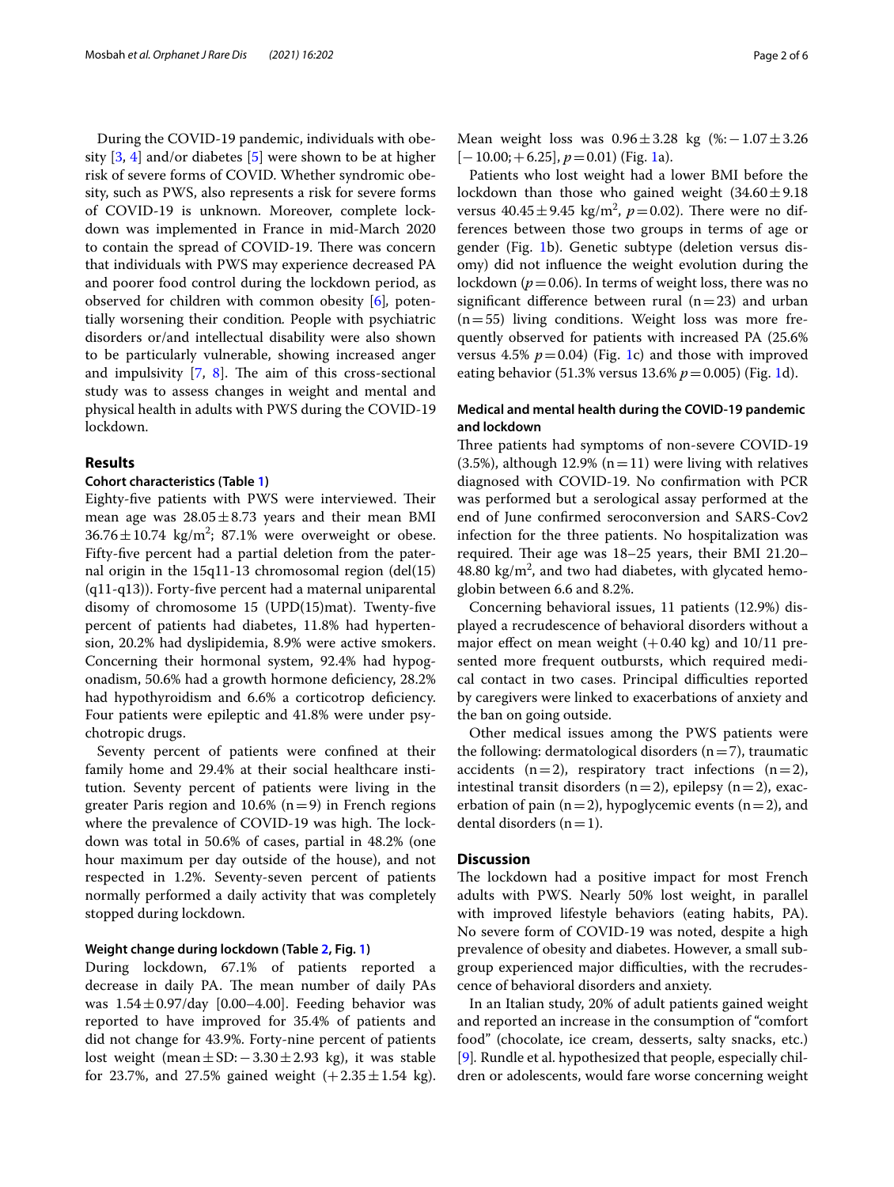During the COVID-19 pandemic, individuals with obesity [3, 4] and/or diabetes [5] were shown to be at higher risk of severe forms of COVID. Whether syndromic obesity, such as PWS, also represents a risk for severe forms of COVID-19 is unknown. Moreover, complete lockdown was implemented in France in mid-March 2020 to contain the spread of COVID-19. There was concern that individuals with PWS may experience decreased PA and poorer food control during the lockdown period, as observed for children with common obesity [6], potentially worsening their condition. People with psychiatric disorders or/and intellectual disability were also shown to be particularly vulnerable, showing increased anger and impulsivity [7, 8]. The aim of this cross-sectional study was to assess changes in weight and mental and physical health in adults with PWS during the COVID-19 lockdown.

## Results

### Cohort characteristics (Table 1)

Eighty-five patients with PWS were interviewed. Their mean age was $28.05 \pm 8.73$ years and their mean BMI $36.76 \pm 10.74$ kg/m$^2$; 87.1% were overweight or obese. Fifty-five percent had a partial deletion from the paternal origin in the 15q11-13 chromosomal region (del(15)(q11-q13)). Forty-five percent had a maternal uniparental disomy of chromosome 15 (UPD(15)mat). Twenty-five percent of patients had diabetes, 11.8% had hypertension, 20.2% had dyslipidemia, 8.9% were active smokers. Concerning their hormonal system, 92.4% had hypogonadism, 50.6% had a growth hormone deficiency, 28.2% had hypothyroidism and 6.6% a corticotrop deficiency. Four patients were epileptic and 41.8% were under psychotropic drugs.

Seventy percent of patients were confined at their family home and 29.4% at their social healthcare institution. Seventy percent of patients were living in the greater Paris region and 10.6% (n = 9) in French regions where the prevalence of COVID-19 was high. The lockdown was total in 50.6% of cases, partial in 48.2% (one hour maximum per day outside of the house), and not respected in 1.2%. Seventy-seven percent of patients normally performed a daily activity that was completely stopped during lockdown.

### Weight change during lockdown (Table 2, Fig. 1)

During lockdown, 67.1% of patients reported a decrease in daily PA. The mean number of daily PAs was $1.54 \pm 0.97$/day [0.00–4.00]. Feeding behavior was reported to have improved for 35.4% of patients and did not change for 43.9%. Forty-nine percent of patients lost weight (mean ± SD: $-3.30 \pm 2.93$ kg), it was stable for 23.7%, and 27.5% gained weight ($+2.35 \pm 1.54$ kg). Mean weight loss was $0.96 \pm 3.28$ kg (%: $-1.07 \pm 3.26$ [$-10.00$; $+6.25$], $p = 0.01$) (Fig. 1a).

Patients who lost weight had a lower BMI before the lockdown than those who gained weight ($34.60 \pm 9.18$ versus $40.45 \pm 9.45$ kg/m$^2$, $p = 0.02$). There were no differences between those two groups in terms of age or gender (Fig. 1b). Genetic subtype (deletion versus disomy) did not influence the weight evolution during the lockdown ($p = 0.06$). In terms of weight loss, there was no significant difference between rural (n = 23) and urban (n = 55) living conditions. Weight loss was more frequently observed for patients with increased PA (25.6% versus 4.5% $p = 0.04$) (Fig. 1c) and those with improved eating behavior (51.3% versus 13.6% $p = 0.005$) (Fig. 1d).

### Medical and mental health during the COVID-19 pandemic and lockdown

Three patients had symptoms of non-severe COVID-19 (3.5%), although 12.9% (n = 11) were living with relatives diagnosed with COVID-19. No confirmation with PCR was performed but a serological assay performed at the end of June confirmed seroconversion and SARS-Cov2 infection for the three patients. No hospitalization was required. Their age was 18–25 years, their BMI 21.20–48.80 kg/m$^2$, and two had diabetes, with glycated hemoglobin between 6.6 and 8.2%.

Concerning behavioral issues, 11 patients (12.9%) displayed a recrudescence of behavioral disorders without a major effect on mean weight (+0.40 kg) and 10/11 presented more frequent outbursts, which required medical contact in two cases. Principal difficulties reported by caregivers were linked to exacerbations of anxiety and the ban on going outside.

Other medical issues among the PWS patients were the following: dermatological disorders (n = 7), traumatic accidents (n = 2), respiratory tract infections (n = 2), intestinal transit disorders (n = 2), epilepsy (n = 2), exacerbation of pain (n = 2), hypoglycemic events (n = 2), and dental disorders (n = 1).

## Discussion

The lockdown had a positive impact for most French adults with PWS. Nearly 50% lost weight, in parallel with improved lifestyle behaviors (eating habits, PA). No severe form of COVID-19 was noted, despite a high prevalence of obesity and diabetes. However, a small subgroup experienced major difficulties, with the recrudescence of behavioral disorders and anxiety.

In an Italian study, 20% of adult patients gained weight and reported an increase in the consumption of "comfort food" (chocolate, ice cream, desserts, salty snacks, etc.) [9]. Rundle et al. hypothesized that people, especially children or adolescents, would fare worse concerning weight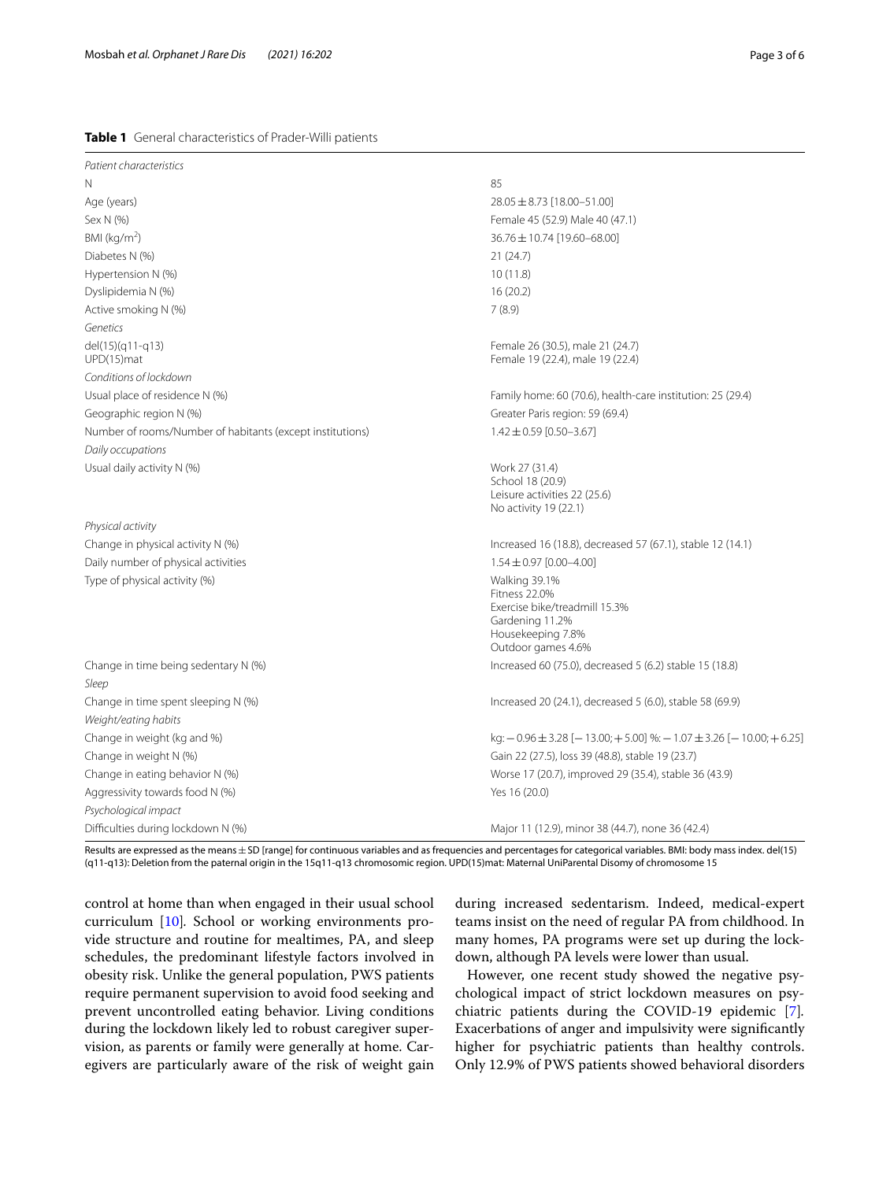**Table 1** General characteristics of Prader-Willi patients

| | |
|---|---|
| *Patient characteristics* | |
| N | 85 |
| Age (years) | 28.05 ± 8.73 [18.00–51.00] |
| Sex N (%) | Female 45 (52.9) Male 40 (47.1) |
| BMI (kg/m$^2$) | 36.76 ± 10.74 [19.60–68.00] |
| Diabetes N (%) | 21 (24.7) |
| Hypertension N (%) | 10 (11.8) |
| Dyslipidemia N (%) | 16 (20.2) |
| Active smoking N (%) | 7 (8.9) |
| *Genetics* | |
| del(15)(q11-q13)<br>UPD(15)mat | Female 26 (30.5), male 21 (24.7)<br>Female 19 (22.4), male 19 (22.4) |
| *Conditions of lockdown* | |
| Usual place of residence N (%) | Family home: 60 (70.6), health-care institution: 25 (29.4) |
| Geographic region N (%) | Greater Paris region: 59 (69.4) |
| Number of rooms/Number of habitants (except institutions) | 1.42 ± 0.59 [0.50–3.67] |
| *Daily occupations* | |
| Usual daily activity N (%) | Work 27 (31.4)<br>School 18 (20.9)<br>Leisure activities 22 (25.6)<br>No activity 19 (22.1) |
| *Physical activity* | |
| Change in physical activity N (%) | Increased 16 (18.8), decreased 57 (67.1), stable 12 (14.1) |
| Daily number of physical activities | 1.54 ± 0.97 [0.00–4.00] |
| Type of physical activity (%) | Walking 39.1%<br>Fitness 22.0%<br>Exercise bike/treadmill 15.3%<br>Gardening 11.2%<br>Housekeeping 7.8%<br>Outdoor games 4.6% |
| Change in time being sedentary N (%) | Increased 60 (75.0), decreased 5 (6.2) stable 15 (18.8) |
| *Sleep* | |
| Change in time spent sleeping N (%) | Increased 20 (24.1), decreased 5 (6.0), stable 58 (69.9) |
| *Weight/eating habits* | |
| Change in weight (kg and %) | kg: − 0.96 ± 3.28 [− 13.00; + 5.00] %: − 1.07 ± 3.26 [− 10.00; + 6.25] |
| Change in weight N (%) | Gain 22 (27.5), loss 39 (48.8), stable 19 (23.7) |
| Change in eating behavior N (%) | Worse 17 (20.7), improved 29 (35.4), stable 36 (43.9) |
| Aggressivity towards food N (%) | Yes 16 (20.0) |
| *Psychological impact* | |
| Difficulties during lockdown N (%) | Major 11 (12.9), minor 38 (44.7), none 36 (42.4) |

Results are expressed as the means ± SD [range] for continuous variables and as frequencies and percentages for categorical variables. BMI: body mass index. del(15)(q11-q13): Deletion from the paternal origin in the 15q11-q13 chromosomic region. UPD(15)mat: Maternal UniParental Disomy of chromosome 15

control at home than when engaged in their usual school curriculum [10]. School or working environments provide structure and routine for mealtimes, PA, and sleep schedules, the predominant lifestyle factors involved in obesity risk. Unlike the general population, PWS patients require permanent supervision to avoid food seeking and prevent uncontrolled eating behavior. Living conditions during the lockdown likely led to robust caregiver supervision, as parents or family were generally at home. Caregivers are particularly aware of the risk of weight gain during increased sedentarism. Indeed, medical-expert teams insist on the need of regular PA from childhood. In many homes, PA programs were set up during the lockdown, although PA levels were lower than usual.

However, one recent study showed the negative psychological impact of strict lockdown measures on psychiatric patients during the COVID-19 epidemic [7]. Exacerbations of anger and impulsivity were significantly higher for psychiatric patients than healthy controls. Only 12.9% of PWS patients showed behavioral disorders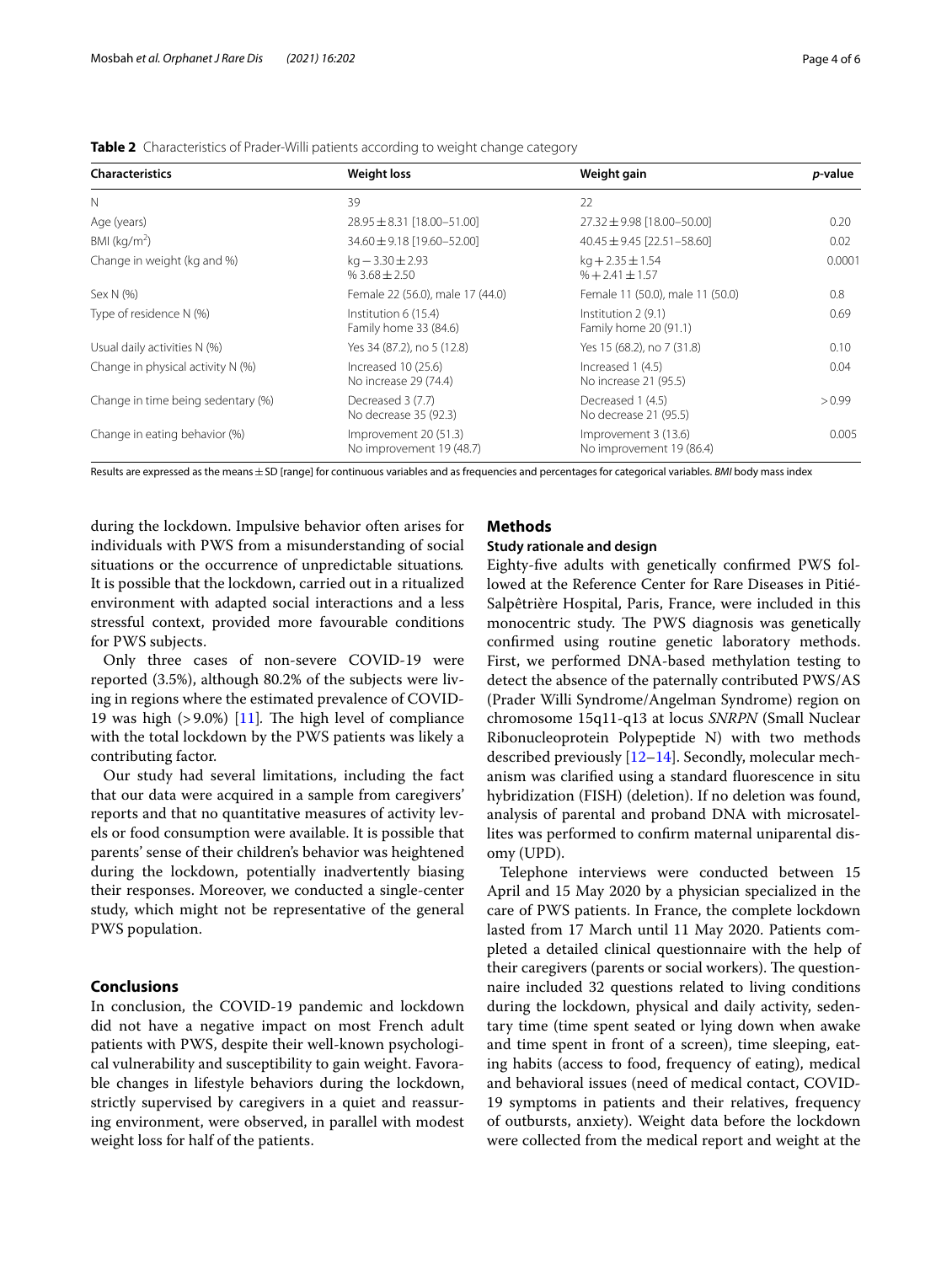**Table 2** Characteristics of Prader-Willi patients according to weight change category

| Characteristics | Weight loss | Weight gain | *p*-value |
|---|---|---|---|
| N | 39 | 22 | |
| Age (years) | 28.95 ± 8.31 [18.00–51.00] | 27.32 ± 9.98 [18.00–50.00] | 0.20 |
| BMI (kg/m$^2$) | 34.60 ± 9.18 [19.60–52.00] | 40.45 ± 9.45 [22.51–58.60] | 0.02 |
| Change in weight (kg and %) | kg − 3.30 ± 2.93<br>% 3.68 ± 2.50 | kg + 2.35 ± 1.54<br>% + 2.41 ± 1.57 | 0.0001 |
| Sex N (%) | Female 22 (56.0), male 17 (44.0) | Female 11 (50.0), male 11 (50.0) | 0.8 |
| Type of residence N (%) | Institution 6 (15.4)<br>Family home 33 (84.6) | Institution 2 (9.1)<br>Family home 20 (91.1) | 0.69 |
| Usual daily activities N (%) | Yes 34 (87.2), no 5 (12.8) | Yes 15 (68.2), no 7 (31.8) | 0.10 |
| Change in physical activity N (%) | Increased 10 (25.6)<br>No increase 29 (74.4) | Increased 1 (4.5)<br>No increase 21 (95.5) | 0.04 |
| Change in time being sedentary (%) | Decreased 3 (7.7)<br>No decrease 35 (92.3) | Decreased 1 (4.5)<br>No decrease 21 (95.5) | > 0.99 |
| Change in eating behavior (%) | Improvement 20 (51.3)<br>No improvement 19 (48.7) | Improvement 3 (13.6)<br>No improvement 19 (86.4) | 0.005 |

Results are expressed as the means ± SD [range] for continuous variables and as frequencies and percentages for categorical variables. *BMI* body mass index

during the lockdown. Impulsive behavior often arises for individuals with PWS from a misunderstanding of social situations or the occurrence of unpredictable situations. It is possible that the lockdown, carried out in a ritualized environment with adapted social interactions and a less stressful context, provided more favourable conditions for PWS subjects.

Only three cases of non-severe COVID-19 were reported (3.5%), although 80.2% of the subjects were living in regions where the estimated prevalence of COVID-19 was high (> 9.0%) [11]. The high level of compliance with the total lockdown by the PWS patients was likely a contributing factor.

Our study had several limitations, including the fact that our data were acquired in a sample from caregivers' reports and that no quantitative measures of activity levels or food consumption were available. It is possible that parents' sense of their children's behavior was heightened during the lockdown, potentially inadvertently biasing their responses. Moreover, we conducted a single-center study, which might not be representative of the general PWS population.

## Conclusions

In conclusion, the COVID-19 pandemic and lockdown did not have a negative impact on most French adult patients with PWS, despite their well-known psychological vulnerability and susceptibility to gain weight. Favorable changes in lifestyle behaviors during the lockdown, strictly supervised by caregivers in a quiet and reassuring environment, were observed, in parallel with modest weight loss for half of the patients.

## Methods

### Study rationale and design

Eighty-five adults with genetically confirmed PWS followed at the Reference Center for Rare Diseases in Pitié-Salpêtrière Hospital, Paris, France, were included in this monocentric study. The PWS diagnosis was genetically confirmed using routine genetic laboratory methods. First, we performed DNA-based methylation testing to detect the absence of the paternally contributed PWS/AS (Prader Willi Syndrome/Angelman Syndrome) region on chromosome 15q11-q13 at locus *SNRPN* (Small Nuclear Ribonucleoprotein Polypeptide N) with two methods described previously [12–14]. Secondly, molecular mechanism was clarified using a standard fluorescence in situ hybridization (FISH) (deletion). If no deletion was found, analysis of parental and proband DNA with microsatellites was performed to confirm maternal uniparental disomy (UPD).

Telephone interviews were conducted between 15 April and 15 May 2020 by a physician specialized in the care of PWS patients. In France, the complete lockdown lasted from 17 March until 11 May 2020. Patients completed a detailed clinical questionnaire with the help of their caregivers (parents or social workers). The questionnaire included 32 questions related to living conditions during the lockdown, physical and daily activity, sedentary time (time spent seated or lying down when awake and time spent in front of a screen), time sleeping, eating habits (access to food, frequency of eating), medical and behavioral issues (need of medical contact, COVID-19 symptoms in patients and their relatives, frequency of outbursts, anxiety). Weight data before the lockdown were collected from the medical report and weight at the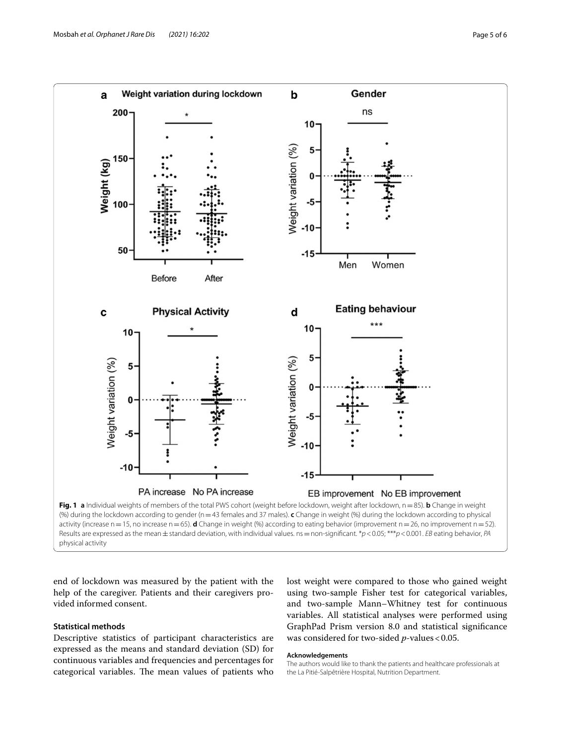**Fig. 1** **a** Individual weights of members of the total PWS cohort (weight before lockdown, weight after lockdown, n = 85). **b** Change in weight (%) during the lockdown according to gender (n = 43 females and 37 males). **c** Change in weight (%) during the lockdown according to physical activity (increase n = 15, no increase n = 65). **d** Change in weight (%) according to eating behavior (improvement n = 26, no improvement n = 52). Results are expressed as the mean ± standard deviation, with individual values. ns = non-significant. *$p < 0.05$; ***$p < 0.001$. *EB* eating behavior, *PA* physical activity

end of lockdown was measured by the patient with the help of the caregiver. Patients and their caregivers provided informed consent.

### Statistical methods

Descriptive statistics of participant characteristics are expressed as the means and standard deviation (SD) for continuous variables and frequencies and percentages for categorical variables. The mean values of patients who lost weight were compared to those who gained weight using two-sample Fisher test for categorical variables, and two-sample Mann–Whitney test for continuous variables. All statistical analyses were performed using GraphPad Prism version 8.0 and statistical significance was considered for two-sided *p*-values < 0.05.

#### Acknowledgements

The authors would like to thank the patients and healthcare professionals at the La Pitié-Salpêtrière Hospital, Nutrition Department.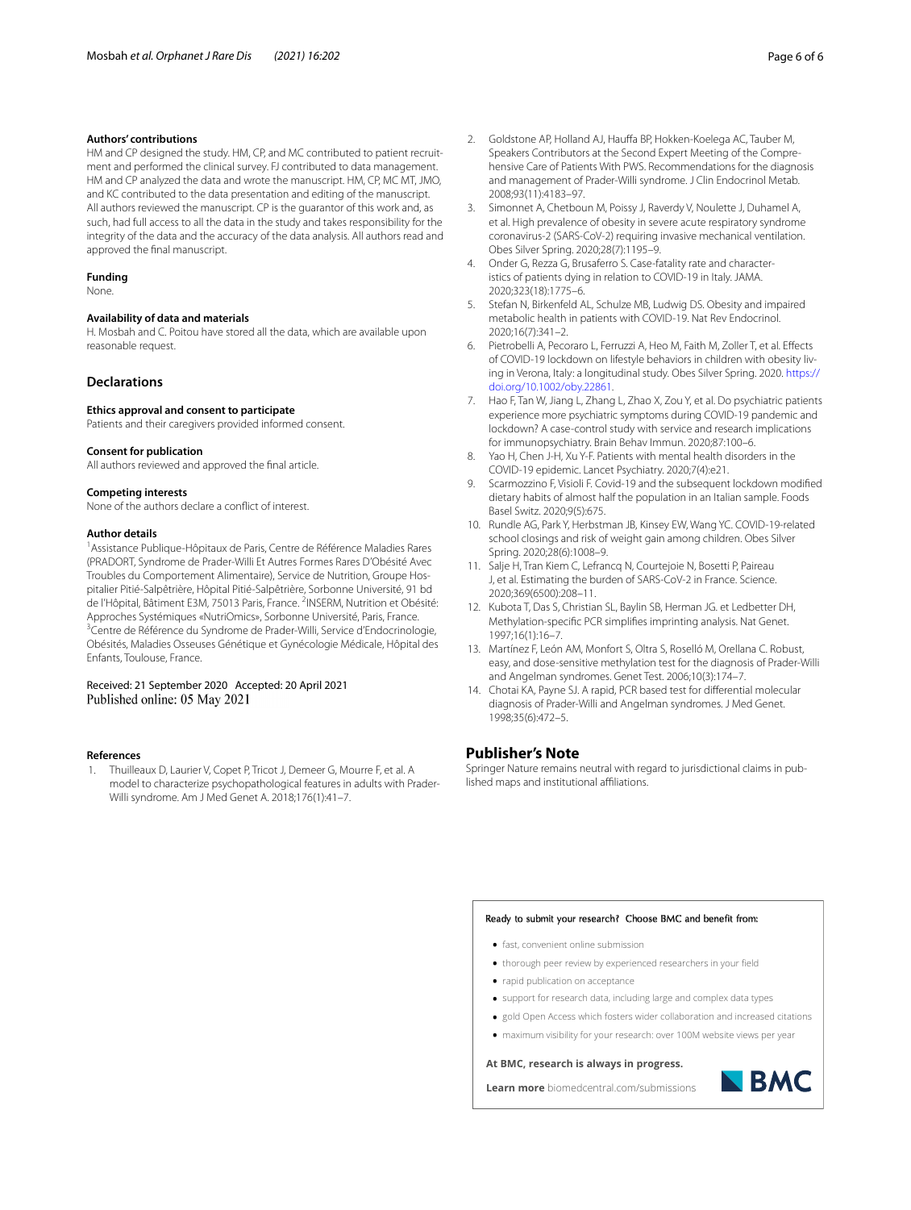### Authors' contributions

HM and CP designed the study. HM, CP, and MC contributed to patient recruitment and performed the clinical survey. FJ contributed to data management. HM and CP analyzed the data and wrote the manuscript. HM, CP, MC MT, JMO, and KC contributed to the data presentation and editing of the manuscript. All authors reviewed the manuscript. CP is the guarantor of this work and, as such, had full access to all the data in the study and takes responsibility for the integrity of the data and the accuracy of the data analysis. All authors read and approved the final manuscript.

### Funding

None.

### Availability of data and materials

H. Mosbah and C. Poitou have stored all the data, which are available upon reasonable request.

## Declarations

### Ethics approval and consent to participate

Patients and their caregivers provided informed consent.

### Consent for publication

All authors reviewed and approved the final article.

### Competing interests

None of the authors declare a conflict of interest.

### Author details

[1]Assistance Publique-Hôpitaux de Paris, Centre de Référence Maladies Rares (PRADORT, Syndrome de Prader-Willi Et Autres Formes Rares D'Obésité Avec Troubles du Comportement Alimentaire), Service de Nutrition, Groupe Hospitalier Pitié-Salpêtrière, Hôpital Pitié-Salpêtrière, Sorbonne Université, 91 bd de l'Hôpital, Bâtiment E3M, 75013 Paris, France. [2]INSERM, Nutrition et Obésité: Approches Systémiques «NutriOmics», Sorbonne Université, Paris, France. [3]Centre de Référence du Syndrome de Prader-Willi, Service d'Endocrinologie, Obésités, Maladies Osseuses Génétique et Gynécologie Médicale, Hôpital des Enfants, Toulouse, France.

Received: 21 September 2020 Accepted: 20 April 2021
Published online: 05 May 2021

### References

1. Thuilleaux D, Laurier V, Copet P, Tricot J, Demeer G, Mourre F, et al. A model to characterize psychopathological features in adults with Prader-Willi syndrome. Am J Med Genet A. 2018;176(1):41–7.
2. Goldstone AP, Holland AJ, Hauffa BP, Hokken-Koelega AC, Tauber M, Speakers Contributors at the Second Expert Meeting of the Comprehensive Care of Patients With PWS. Recommendations for the diagnosis and management of Prader-Willi syndrome. J Clin Endocrinol Metab. 2008;93(11):4183–97.
3. Simonnet A, Chetboun M, Poissy J, Raverdy V, Noulette J, Duhamel A, et al. High prevalence of obesity in severe acute respiratory syndrome coronavirus-2 (SARS-CoV-2) requiring invasive mechanical ventilation. Obes Silver Spring. 2020;28(7):1195–9.
4. Onder G, Rezza G, Brusaferro S. Case-fatality rate and characteristics of patients dying in relation to COVID-19 in Italy. JAMA. 2020;323(18):1775–6.
5. Stefan N, Birkenfeld AL, Schulze MB, Ludwig DS. Obesity and impaired metabolic health in patients with COVID-19. Nat Rev Endocrinol. 2020;16(7):341–2.
6. Pietrobelli A, Pecoraro L, Ferruzzi A, Heo M, Faith M, Zoller T, et al. Effects of COVID-19 lockdown on lifestyle behaviors in children with obesity living in Verona, Italy: a longitudinal study. Obes Silver Spring. 2020. https://doi.org/10.1002/oby.22861.
7. Hao F, Tan W, Jiang L, Zhang L, Zhao X, Zou Y, et al. Do psychiatric patients experience more psychiatric symptoms during COVID-19 pandemic and lockdown? A case-control study with service and research implications for immunopsychiatry. Brain Behav Immun. 2020;87:100–6.
8. Yao H, Chen J-H, Xu Y-F. Patients with mental health disorders in the COVID-19 epidemic. Lancet Psychiatry. 2020;7(4):e21.
9. Scarmozzino F, Visioli F. Covid-19 and the subsequent lockdown modified dietary habits of almost half the population in an Italian sample. Foods Basel Switz. 2020;9(5):675.
10. Rundle AG, Park Y, Herbstman JB, Kinsey EW, Wang YC. COVID-19-related school closings and risk of weight gain among children. Obes Silver Spring. 2020;28(6):1008–9.
11. Salje H, Tran Kiem C, Lefrancq N, Courtejoie N, Bosetti P, Paireau J, et al. Estimating the burden of SARS-CoV-2 in France. Science. 2020;369(6500):208–11.
12. Kubota T, Das S, Christian SL, Baylin SB, Herman JG. et Ledbetter DH, Methylation-specific PCR simplifies imprinting analysis. Nat Genet. 1997;16(1):16–7.
13. Martínez F, León AM, Monfort S, Oltra S, Roselló M, Orellana C. Robust, easy, and dose-sensitive methylation test for the diagnosis of Prader-Willi and Angelman syndromes. Genet Test. 2006;10(3):174–7.
14. Chotai KA, Payne SJ. A rapid, PCR based test for differential molecular diagnosis of Prader-Willi and Angelman syndromes. J Med Genet. 1998;35(6):472–5.

## Publisher's Note

Springer Nature remains neutral with regard to jurisdictional claims in published maps and institutional affiliations.

Ready to submit your research? Choose BMC and benefit from:

- fast, convenient online submission
- thorough peer review by experienced researchers in your field
- rapid publication on acceptance
- support for research data, including large and complex data types
- gold Open Access which fosters wider collaboration and increased citations
- maximum visibility for your research: over 100M website views per year

**At BMC, research is always in progress.**

**Learn more** biomedcentral.com/submissions

BMC